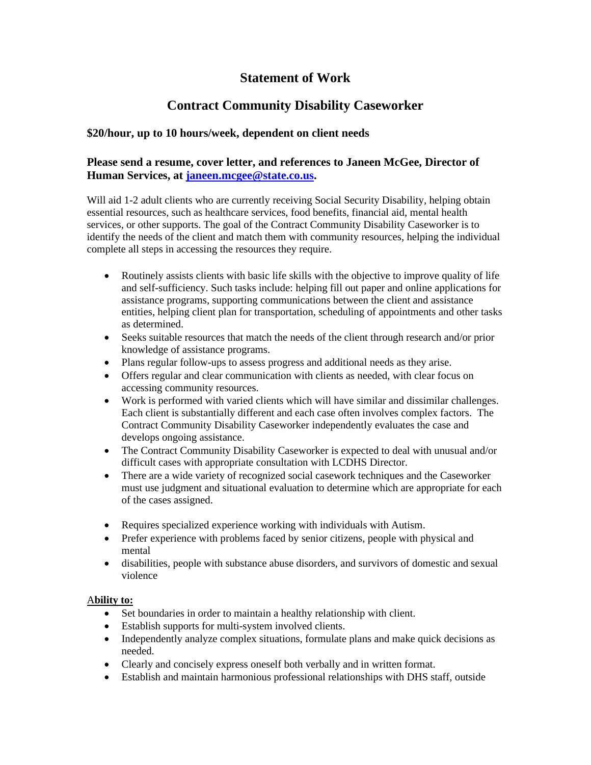# Statement of Work

## Contract Community Disability Caseworker

### $20/hour, up to 10 hours/week, dependent on client needs

### Please send a resume, cover letter, and references to Janeen McGee, Director of Human Services, at [janeen.mcgee@state.co.us](mailto:janeen.mcgee@state.co.us).

Will aid 1-2 adult clients who are currently receiving Social Security Disability, helping obtain essential resources, such as healthcare services, food benefits, financial aid, mental health services, or other supports. The goal of the Contract Community Disability Caseworker is to identify the needs of the client and match them with community resources, helping the individual complete all steps in accessing the resources they require.

- Routinely assists clients with basic life skills with the objective to improve quality of life and self-sufficiency. Such tasks include: helping fill out paper and online applications for assistance programs, supporting communications between the client and assistance entities, helping client plan for transportation, scheduling of appointments and other tasks as determined.
- Seeks suitable resources that match the needs of the client through research and/or prior knowledge of assistance programs.
- Plans regular follow-ups to assess progress and additional needs as they arise.
- Offers regular and clear communication with clients as needed, with clear focus on accessing community resources.
- Work is performed with varied clients which will have similar and dissimilar challenges. Each client is substantially different and each case often involves complex factors. The Contract Community Disability Caseworker independently evaluates the case and develops ongoing assistance.
- The Contract Community Disability Caseworker is expected to deal with unusual and/or difficult cases with appropriate consultation with LCDHS Director.
- There are a wide variety of recognized social casework techniques and the Caseworker must use judgment and situational evaluation to determine which are appropriate for each of the cases assigned.

- Requires specialized experience working with individuals with Autism.
- Prefer experience with problems faced by senior citizens, people with physical and mental
- disabilities, people with substance abuse disorders, and survivors of domestic and sexual violence

**Ability to:**

- Set boundaries in order to maintain a healthy relationship with client.
- Establish supports for multi-system involved clients.
- Independently analyze complex situations, formulate plans and make quick decisions as needed.
- Clearly and concisely express oneself both verbally and in written format.
- Establish and maintain harmonious professional relationships with DHS staff, outside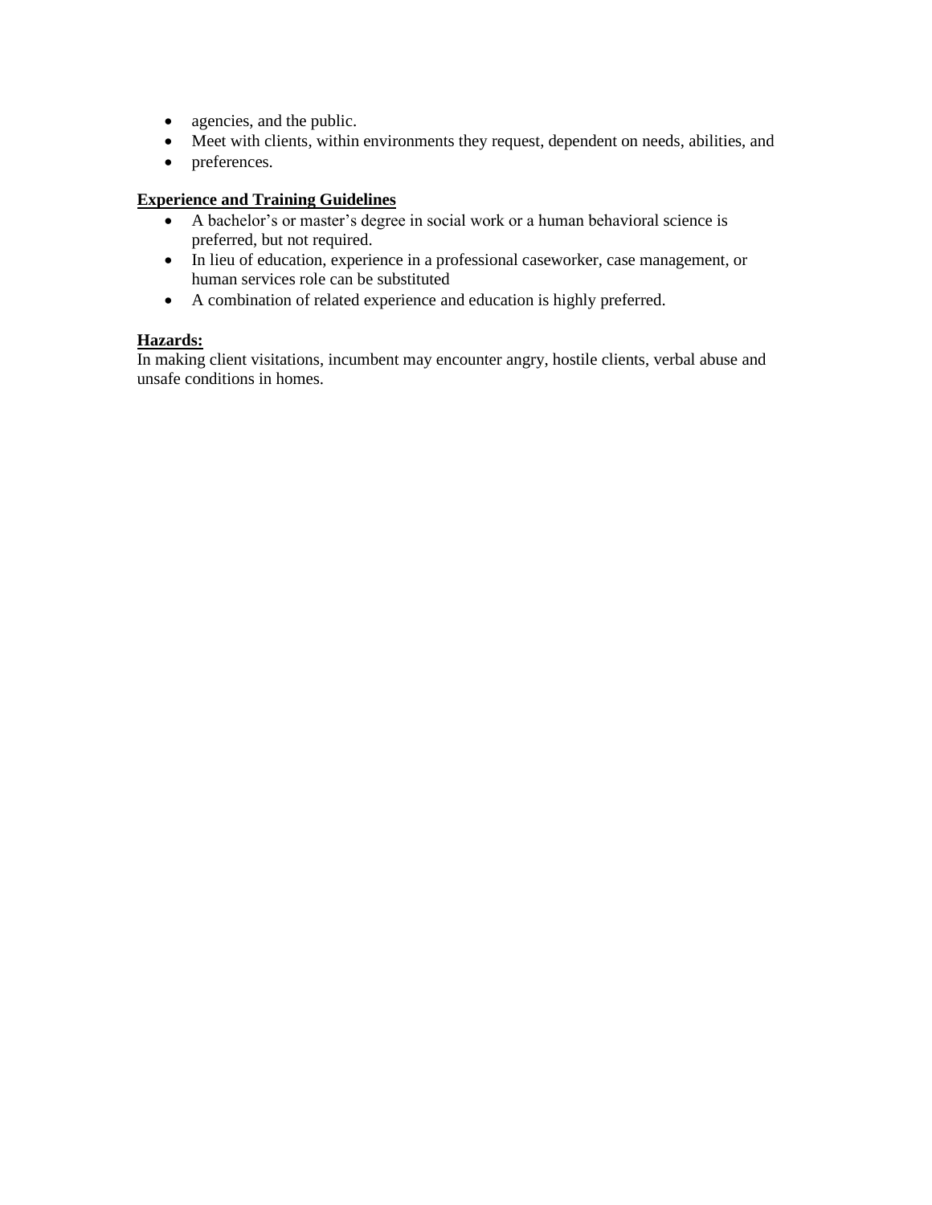- agencies, and the public.
- Meet with clients, within environments they request, dependent on needs, abilities, and
- preferences.

**Experience and Training Guidelines**

- A bachelor's or master's degree in social work or a human behavioral science is preferred, but not required.
- In lieu of education, experience in a professional caseworker, case management, or human services role can be substituted
- A combination of related experience and education is highly preferred.

**Hazards:**

In making client visitations, incumbent may encounter angry, hostile clients, verbal abuse and unsafe conditions in homes.